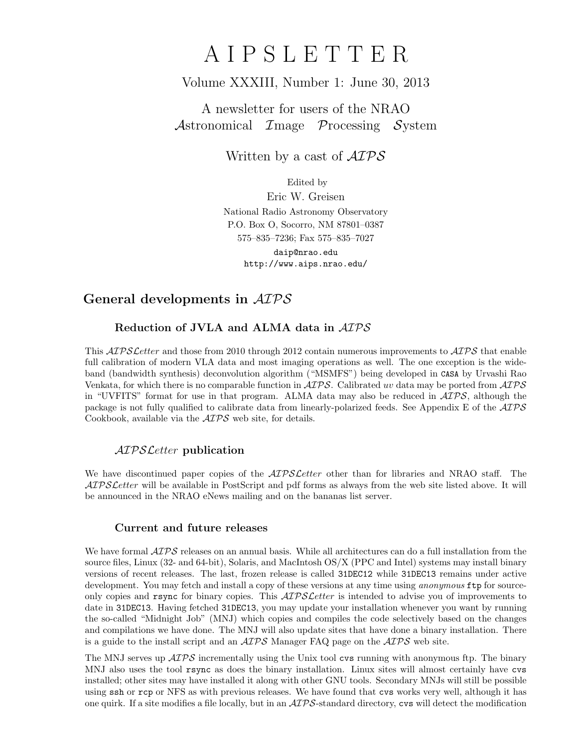# A I P S L E T T E R

Volume XXXIII, Number 1: June 30, 2013

A newsletter for users of the NRAO
*Astronomical Image Processing System*

Written by a cast of *AIPS*

Edited by
Eric W. Greisen
National Radio Astronomy Observatory
P.O. Box O, Socorro, NM 87801–0387
575–835–7236; Fax 575–835–7027
`daip@nrao.edu`
`http://www.aips.nrao.edu/`

## General developments in *AIPS*

### Reduction of JVLA and ALMA data in *AIPS*

This *AIPSLetter* and those from 2010 through 2012 contain numerous improvements to *AIPS* that enable full calibration of modern VLA data and most imaging operations as well. The one exception is the wide-band (bandwidth synthesis) deconvolution algorithm ("MSMFS") being developed in `CASA` by Urvashi Rao Venkata, for which there is no comparable function in *AIPS*. Calibrated *uv* data may be ported from *AIPS* in "UVFITS" format for use in that program. ALMA data may also be reduced in *AIPS*, although the package is not fully qualified to calibrate data from linearly-polarized feeds. See Appendix E of the *AIPS* Cookbook, available via the *AIPS* web site, for details.

### *AIPSLetter* publication

We have discontinued paper copies of the *AIPSLetter* other than for libraries and NRAO staff. The *AIPSLetter* will be available in PostScript and pdf forms as always from the web site listed above. It will be announced in the NRAO eNews mailing and on the bananas list server.

### Current and future releases

We have formal *AIPS* releases on an annual basis. While all architectures can do a full installation from the source files, Linux (32- and 64-bit), Solaris, and MacIntosh OS/X (PPC and Intel) systems may install binary versions of recent releases. The last, frozen release is called `31DEC12` while `31DEC13` remains under active development. You may fetch and install a copy of these versions at any time using *anonymous* `ftp` for source-only copies and `rsync` for binary copies. This *AIPSLetter* is intended to advise you of improvements to date in `31DEC13`. Having fetched `31DEC13`, you may update your installation whenever you want by running the so-called "Midnight Job" (MNJ) which copies and compiles the code selectively based on the changes and compilations we have done. The MNJ will also update sites that have done a binary installation. There is a guide to the install script and an *AIPS* Manager FAQ page on the *AIPS* web site.

The MNJ serves up *AIPS* incrementally using the Unix tool `cvs` running with anonymous ftp. The binary MNJ also uses the tool `rsync` as does the binary installation. Linux sites will almost certainly have `cvs` installed; other sites may have installed it along with other GNU tools. Secondary MNJs will still be possible using `ssh` or `rcp` or NFS as with previous releases. We have found that `cvs` works very well, although it has one quirk. If a site modifies a file locally, but in an *AIPS*-standard directory, `cvs` will detect the modification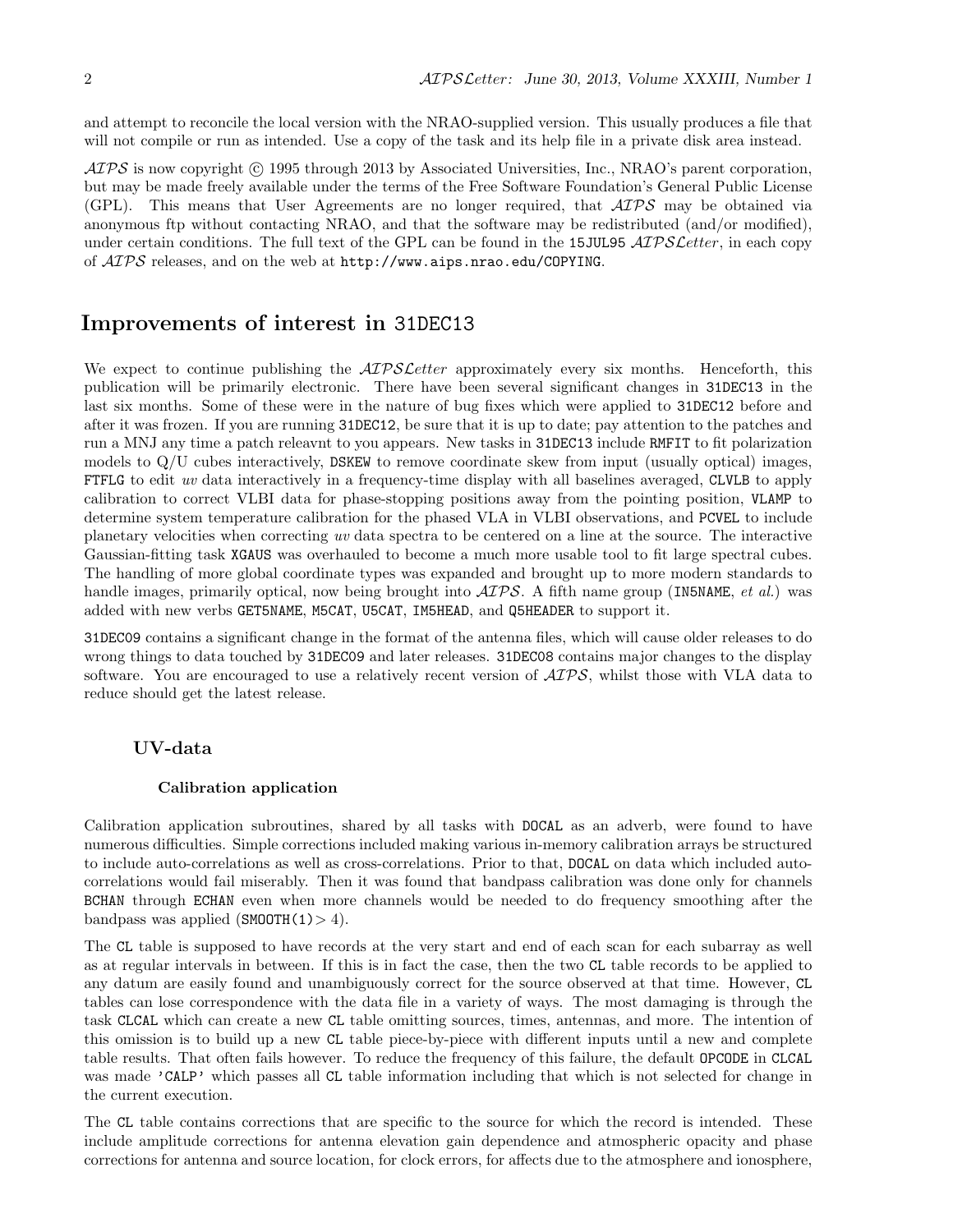and attempt to reconcile the local version with the NRAO-supplied version. This usually produces a file that will not compile or run as intended. Use a copy of the task and its help file in a private disk area instead.

*AIPS* is now copyright © 1995 through 2013 by Associated Universities, Inc., NRAO's parent corporation, but may be made freely available under the terms of the Free Software Foundation's General Public License (GPL). This means that User Agreements are no longer required, that *AIPS* may be obtained via anonymous ftp without contacting NRAO, and that the software may be redistributed (and/or modified), under certain conditions. The full text of the GPL can be found in the 15JUL95 *AIPSLetter*, in each copy of *AIPS* releases, and on the web at http://www.aips.nrao.edu/COPYING.

# Improvements of interest in 31DEC13

We expect to continue publishing the *AIPSLetter* approximately every six months. Henceforth, this publication will be primarily electronic. There have been several significant changes in 31DEC13 in the last six months. Some of these were in the nature of bug fixes which were applied to 31DEC12 before and after it was frozen. If you are running 31DEC12, be sure that it is up to date; pay attention to the patches and run a MNJ any time a patch releavnt to you appears. New tasks in 31DEC13 include RMFIT to fit polarization models to Q/U cubes interactively, DSKEW to remove coordinate skew from input (usually optical) images, FTFLG to edit *uv* data interactively in a frequency-time display with all baselines averaged, CLVLB to apply calibration to correct VLBI data for phase-stopping positions away from the pointing position, VLAMP to determine system temperature calibration for the phased VLA in VLBI observations, and PCVEL to include planetary velocities when correcting *uv* data spectra to be centered on a line at the source. The interactive Gaussian-fitting task XGAUS was overhauled to become a much more usable tool to fit large spectral cubes. The handling of more global coordinate types was expanded and brought up to more modern standards to handle images, primarily optical, now being brought into *AIPS*. A fifth name group (IN5NAME, *et al.*) was added with new verbs GET5NAME, M5CAT, U5CAT, IM5HEAD, and Q5HEADER to support it.

31DEC09 contains a significant change in the format of the antenna files, which will cause older releases to do wrong things to data touched by 31DEC09 and later releases. 31DEC08 contains major changes to the display software. You are encouraged to use a relatively recent version of *AIPS*, whilst those with VLA data to reduce should get the latest release.

## UV-data

### Calibration application

Calibration application subroutines, shared by all tasks with DOCAL as an adverb, were found to have numerous difficulties. Simple corrections included making various in-memory calibration arrays be structured to include auto-correlations as well as cross-correlations. Prior to that, DOCAL on data which included auto-correlations would fail miserably. Then it was found that bandpass calibration was done only for channels BCHAN through ECHAN even when more channels would be needed to do frequency smoothing after the bandpass was applied (SMOOTH(1)$> 4$).

The CL table is supposed to have records at the very start and end of each scan for each subarray as well as at regular intervals in between. If this is in fact the case, then the two CL table records to be applied to any datum are easily found and unambiguously correct for the source observed at that time. However, CL tables can lose correspondence with the data file in a variety of ways. The most damaging is through the task CLCAL which can create a new CL table omitting sources, times, antennas, and more. The intention of this omission is to build up a new CL table piece-by-piece with different inputs until a new and complete table results. That often fails however. To reduce the frequency of this failure, the default OPCODE in CLCAL was made 'CALP' which passes all CL table information including that which is not selected for change in the current execution.

The CL table contains corrections that are specific to the source for which the record is intended. These include amplitude corrections for antenna elevation gain dependence and atmospheric opacity and phase corrections for antenna and source location, for clock errors, for affects due to the atmosphere and ionosphere,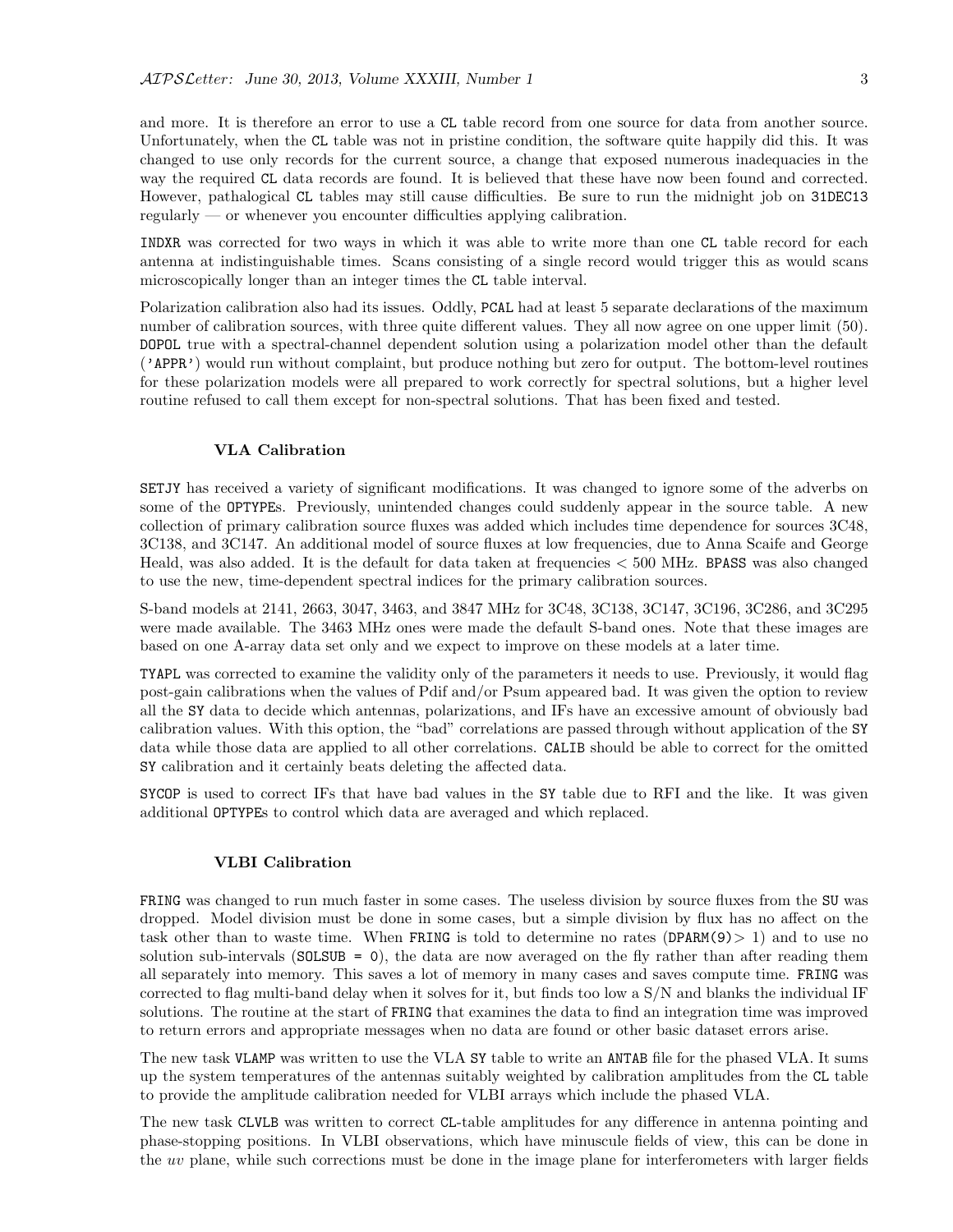and more. It is therefore an error to use a CL table record from one source for data from another source. Unfortunately, when the CL table was not in pristine condition, the software quite happily did this. It was changed to use only records for the current source, a change that exposed numerous inadequacies in the way the required CL data records are found. It is believed that these have now been found and corrected. However, pathalogical CL tables may still cause difficulties. Be sure to run the midnight job on 31DEC13 regularly — or whenever you encounter difficulties applying calibration.

INDXR was corrected for two ways in which it was able to write more than one CL table record for each antenna at indistinguishable times. Scans consisting of a single record would trigger this as would scans microscopically longer than an integer times the CL table interval.

Polarization calibration also had its issues. Oddly, PCAL had at least 5 separate declarations of the maximum number of calibration sources, with three quite different values. They all now agree on one upper limit (50). DOPOL true with a spectral-channel dependent solution using a polarization model other than the default ('APPR') would run without complaint, but produce nothing but zero for output. The bottom-level routines for these polarization models were all prepared to work correctly for spectral solutions, but a higher level routine refused to call them except for non-spectral solutions. That has been fixed and tested.

### VLA Calibration

SETJY has received a variety of significant modifications. It was changed to ignore some of the adverbs on some of the OPTYPEs. Previously, unintended changes could suddenly appear in the source table. A new collection of primary calibration source fluxes was added which includes time dependence for sources 3C48, 3C138, and 3C147. An additional model of source fluxes at low frequencies, due to Anna Scaife and George Heald, was also added. It is the default for data taken at frequencies < 500 MHz. BPASS was also changed to use the new, time-dependent spectral indices for the primary calibration sources.

S-band models at 2141, 2663, 3047, 3463, and 3847 MHz for 3C48, 3C138, 3C147, 3C196, 3C286, and 3C295 were made available. The 3463 MHz ones were made the default S-band ones. Note that these images are based on one A-array data set only and we expect to improve on these models at a later time.

TYAPL was corrected to examine the validity only of the parameters it needs to use. Previously, it would flag post-gain calibrations when the values of Pdif and/or Psum appeared bad. It was given the option to review all the SY data to decide which antennas, polarizations, and IFs have an excessive amount of obviously bad calibration values. With this option, the "bad" correlations are passed through without application of the SY data while those data are applied to all other correlations. CALIB should be able to correct for the omitted SY calibration and it certainly beats deleting the affected data.

SYCOP is used to correct IFs that have bad values in the SY table due to RFI and the like. It was given additional OPTYPEs to control which data are averaged and which replaced.

### VLBI Calibration

FRING was changed to run much faster in some cases. The useless division by source fluxes from the SU was dropped. Model division must be done in some cases, but a simple division by flux has no affect on the task other than to waste time. When FRING is told to determine no rates (DPARM(9)> 1) and to use no solution sub-intervals (SOLSUB = 0), the data are now averaged on the fly rather than after reading them all separately into memory. This saves a lot of memory in many cases and saves compute time. FRING was corrected to flag multi-band delay when it solves for it, but finds too low a S/N and blanks the individual IF solutions. The routine at the start of FRING that examines the data to find an integration time was improved to return errors and appropriate messages when no data are found or other basic dataset errors arise.

The new task VLAMP was written to use the VLA SY table to write an ANTAB file for the phased VLA. It sums up the system temperatures of the antennas suitably weighted by calibration amplitudes from the CL table to provide the amplitude calibration needed for VLBI arrays which include the phased VLA.

The new task CLVLB was written to correct CL-table amplitudes for any difference in antenna pointing and phase-stopping positions. In VLBI observations, which have minuscule fields of view, this can be done in the *uv* plane, while such corrections must be done in the image plane for interferometers with larger fields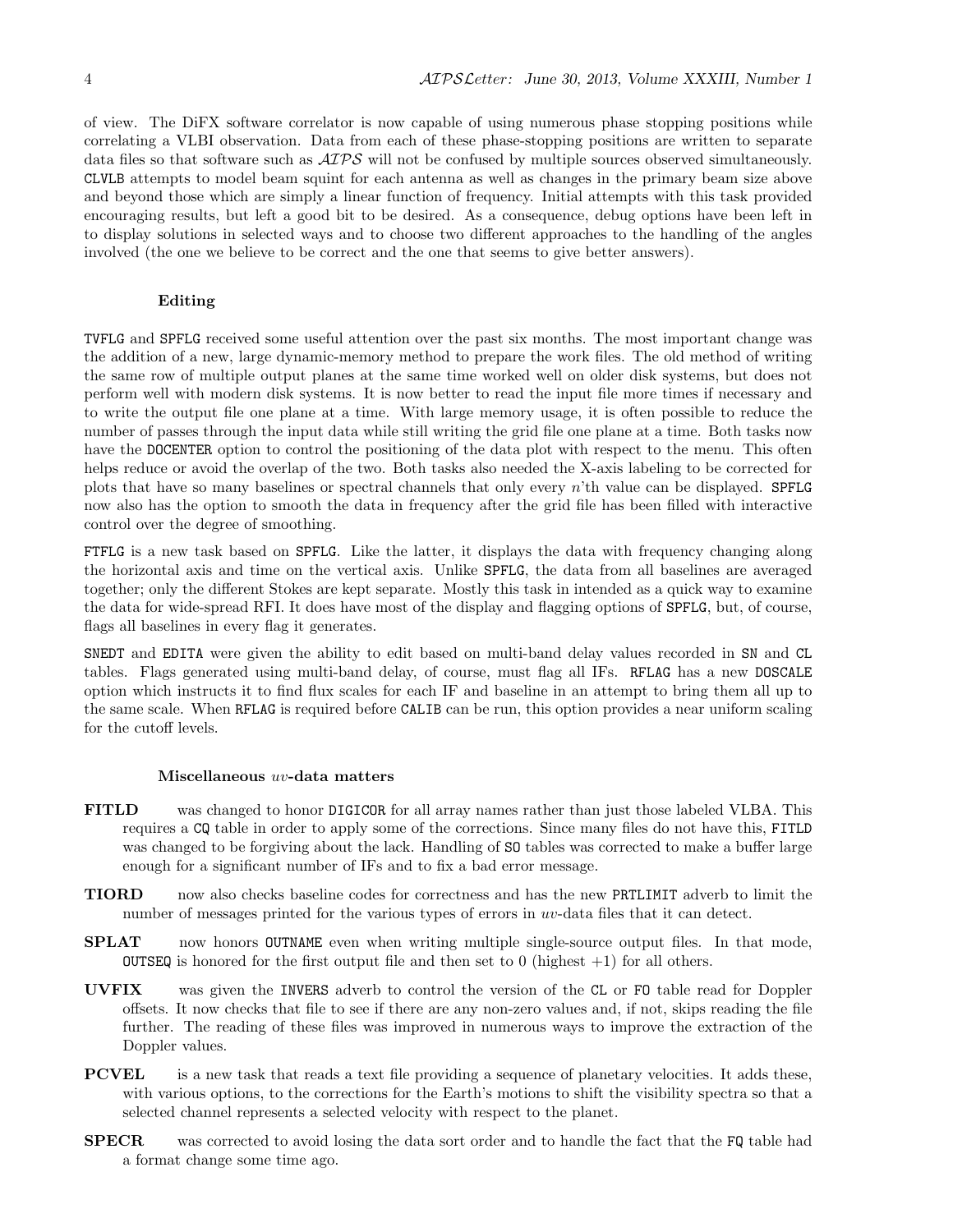of view. The DiFX software correlator is now capable of using numerous phase stopping positions while correlating a VLBI observation. Data from each of these phase-stopping positions are written to separate data files so that software such as *AIPS* will not be confused by multiple sources observed simultaneously. CLVLB attempts to model beam squint for each antenna as well as changes in the primary beam size above and beyond those which are simply a linear function of frequency. Initial attempts with this task provided encouraging results, but left a good bit to be desired. As a consequence, debug options have been left in to display solutions in selected ways and to choose two different approaches to the handling of the angles involved (the one we believe to be correct and the one that seems to give better answers).

### Editing

TVFLG and SPFLG received some useful attention over the past six months. The most important change was the addition of a new, large dynamic-memory method to prepare the work files. The old method of writing the same row of multiple output planes at the same time worked well on older disk systems, but does not perform well with modern disk systems. It is now better to read the input file more times if necessary and to write the output file one plane at a time. With large memory usage, it is often possible to reduce the number of passes through the input data while still writing the grid file one plane at a time. Both tasks now have the DOCENTER option to control the positioning of the data plot with respect to the menu. This often helps reduce or avoid the overlap of the two. Both tasks also needed the X-axis labeling to be corrected for plots that have so many baselines or spectral channels that only every $n$'th value can be displayed. SPFLG now also has the option to smooth the data in frequency after the grid file has been filled with interactive control over the degree of smoothing.

FTFLG is a new task based on SPFLG. Like the latter, it displays the data with frequency changing along the horizontal axis and time on the vertical axis. Unlike SPFLG, the data from all baselines are averaged together; only the different Stokes are kept separate. Mostly this task in intended as a quick way to examine the data for wide-spread RFI. It does have most of the display and flagging options of SPFLG, but, of course, flags all baselines in every flag it generates.

SNEDT and EDITA were given the ability to edit based on multi-band delay values recorded in SN and CL tables. Flags generated using multi-band delay, of course, must flag all IFs. RFLAG has a new DOSCALE option which instructs it to find flux scales for each IF and baseline in an attempt to bring them all up to the same scale. When RFLAG is required before CALIB can be run, this option provides a near uniform scaling for the cutoff levels.

### Miscellaneous *uv*-data matters

**FITLD** was changed to honor DIGICOR for all array names rather than just those labeled VLBA. This requires a CQ table in order to apply some of the corrections. Since many files do not have this, FITLD was changed to be forgiving about the lack. Handling of SO tables was corrected to make a buffer large enough for a significant number of IFs and to fix a bad error message.

**TIORD** now also checks baseline codes for correctness and has the new PRTLIMIT adverb to limit the number of messages printed for the various types of errors in *uv*-data files that it can detect.

**SPLAT** now honors OUTNAME even when writing multiple single-source output files. In that mode, OUTSEQ is honored for the first output file and then set to 0 (highest +1) for all others.

**UVFIX** was given the INVERS adverb to control the version of the CL or FO table read for Doppler offsets. It now checks that file to see if there are any non-zero values and, if not, skips reading the file further. The reading of these files was improved in numerous ways to improve the extraction of the Doppler values.

**PCVEL** is a new task that reads a text file providing a sequence of planetary velocities. It adds these, with various options, to the corrections for the Earth's motions to shift the visibility spectra so that a selected channel represents a selected velocity with respect to the planet.

**SPECR** was corrected to avoid losing the data sort order and to handle the fact that the FQ table had a format change some time ago.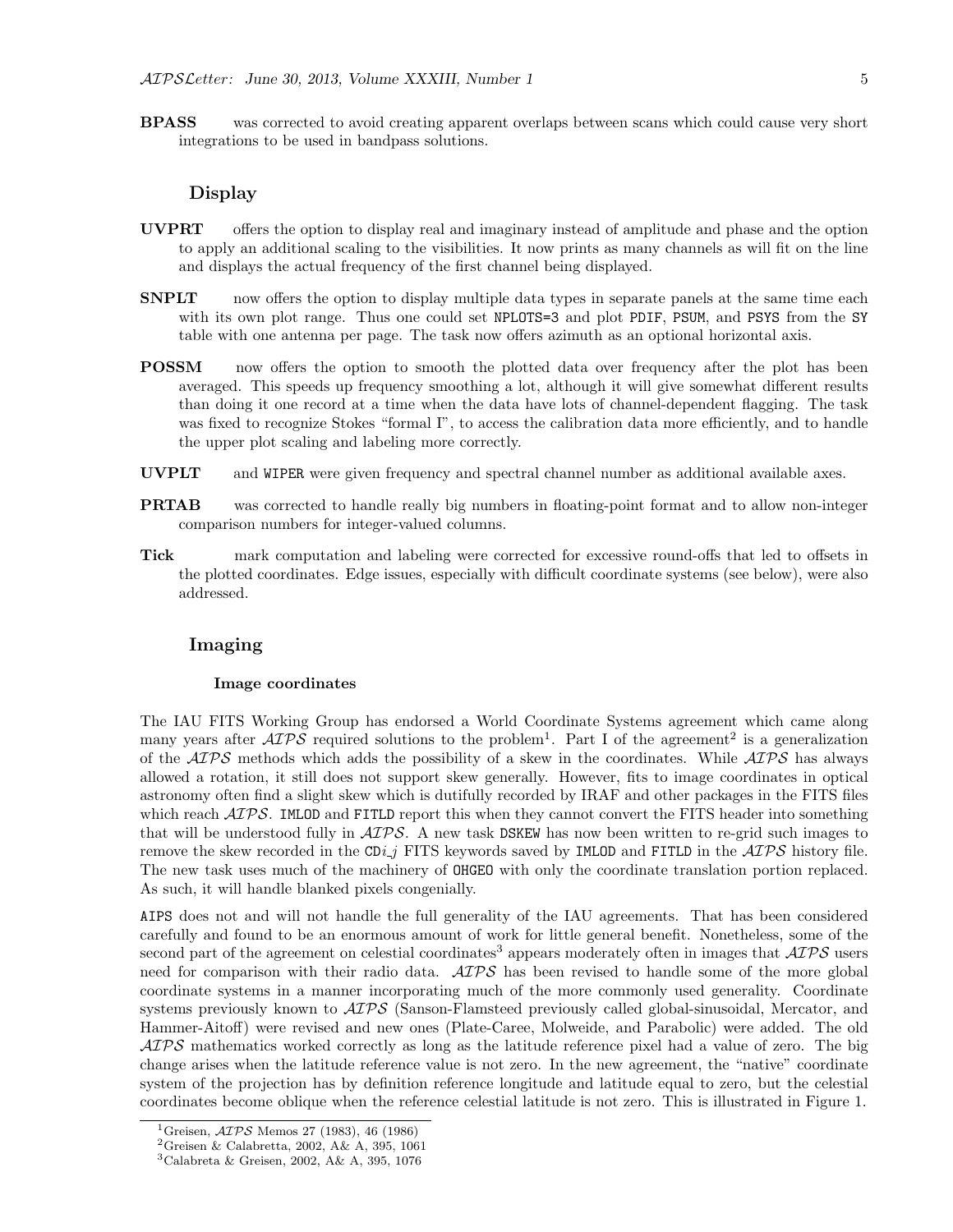**BPASS** was corrected to avoid creating apparent overlaps between scans which could cause very short integrations to be used in bandpass solutions.

## Display

**UVPRT** offers the option to display real and imaginary instead of amplitude and phase and the option to apply an additional scaling to the visibilities. It now prints as many channels as will fit on the line and displays the actual frequency of the first channel being displayed.

**SNPLT** now offers the option to display multiple data types in separate panels at the same time each with its own plot range. Thus one could set `NPLOTS=3` and plot `PDIF`, `PSUM`, and `PSYS` from the `SY` table with one antenna per page. The task now offers azimuth as an optional horizontal axis.

**POSSM** now offers the option to smooth the plotted data over frequency after the plot has been averaged. This speeds up frequency smoothing a lot, although it will give somewhat different results than doing it one record at a time when the data have lots of channel-dependent flagging. The task was fixed to recognize Stokes "formal I", to access the calibration data more efficiently, and to handle the upper plot scaling and labeling more correctly.

**UVPLT** and `WIPER` were given frequency and spectral channel number as additional available axes.

**PRTAB** was corrected to handle really big numbers in floating-point format and to allow non-integer comparison numbers for integer-valued columns.

**Tick** mark computation and labeling were corrected for excessive round-offs that led to offsets in the plotted coordinates. Edge issues, especially with difficult coordinate systems (see below), were also addressed.

## Imaging

### Image coordinates

The IAU FITS Working Group has endorsed a World Coordinate Systems agreement which came along many years after *AIPS* required solutions to the problem[1]. Part I of the agreement[2] is a generalization of the *AIPS* methods which adds the possibility of a skew in the coordinates. While *AIPS* has always allowed a rotation, it still does not support skew generally. However, fits to image coordinates in optical astronomy often find a slight skew which is dutifully recorded by IRAF and other packages in the FITS files which reach *AIPS*. `IMLOD` and `FITLD` report this when they cannot convert the FITS header into something that will be understood fully in *AIPS*. A new task `DSKEW` has now been written to re-grid such images to remove the skew recorded in the CD$i\_j$ FITS keywords saved by `IMLOD` and `FITLD` in the *AIPS* history file. The new task uses much of the machinery of `OHGEO` with only the coordinate translation portion replaced. As such, it will handle blanked pixels congenially.

`AIPS` does not and will not handle the full generality of the IAU agreements. That has been considered carefully and found to be an enormous amount of work for little general benefit. Nonetheless, some of the second part of the agreement on celestial coordinates[3] appears moderately often in images that *AIPS* users need for comparison with their radio data. *AIPS* has been revised to handle some of the more global coordinate systems in a manner incorporating much of the more commonly used generality. Coordinate systems previously known to *AIPS* (Sanson-Flamsteed previously called global-sinusoidal, Mercator, and Hammer-Aitoff) were revised and new ones (Plate-Caree, Molweide, and Parabolic) were added. The old *AIPS* mathematics worked correctly as long as the latitude reference pixel had a value of zero. The big change arises when the latitude reference value is not zero. In the new agreement, the "native" coordinate system of the projection has by definition reference longitude and latitude equal to zero, but the celestial coordinates become oblique when the reference celestial latitude is not zero. This is illustrated in Figure 1.

[1] Greisen, *AIPS* Memos 27 (1983), 46 (1986)
[2] Greisen & Calabretta, 2002, A& A, 395, 1061
[3] Calabreta & Greisen, 2002, A& A, 395, 1076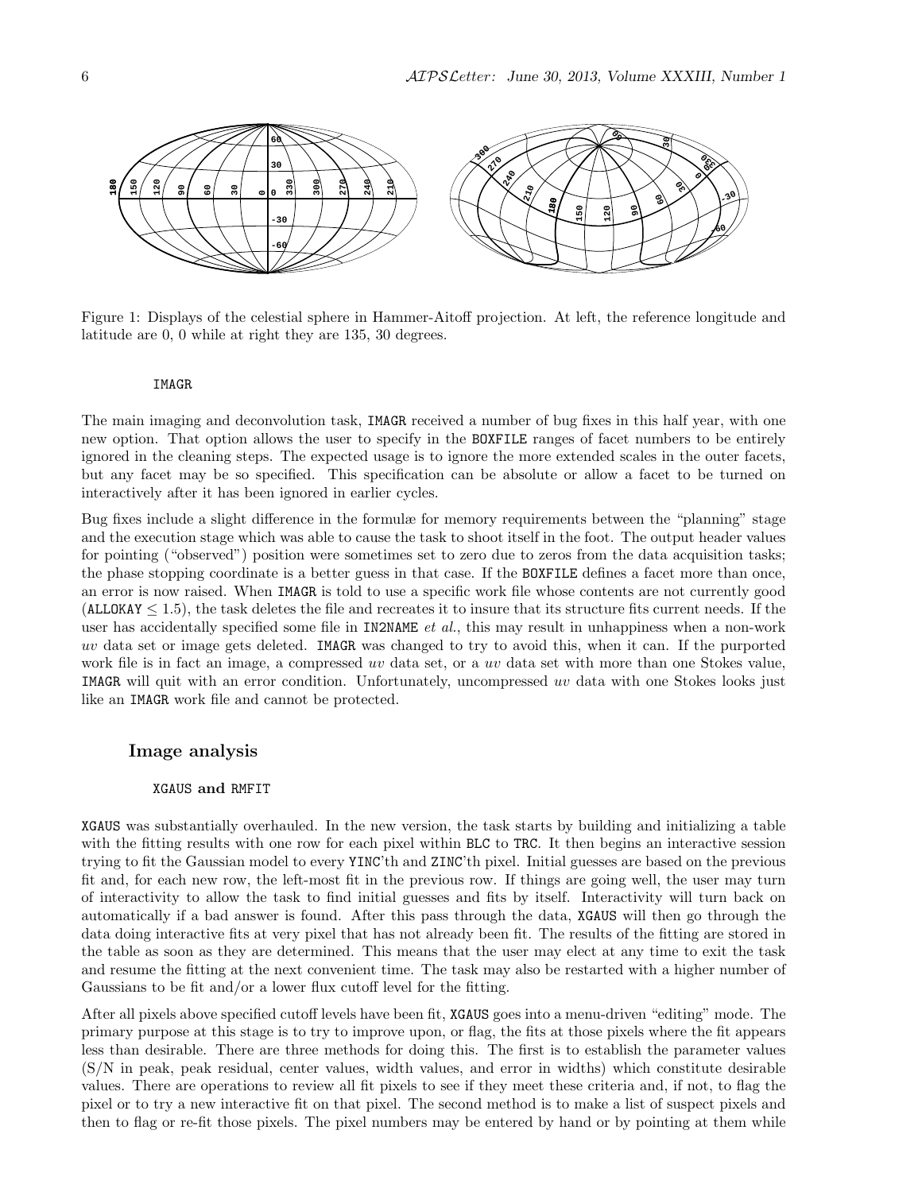Figure 1: Displays of the celestial sphere in Hammer-Aitoff projection. At left, the reference longitude and latitude are 0, 0 while at right they are 135, 30 degrees.

#### IMAGR

The main imaging and deconvolution task, IMAGR received a number of bug fixes in this half year, with one new option. That option allows the user to specify in the BOXFILE ranges of facet numbers to be entirely ignored in the cleaning steps. The expected usage is to ignore the more extended scales in the outer facets, but any facet may be so specified. This specification can be absolute or allow a facet to be turned on interactively after it has been ignored in earlier cycles.

Bug fixes include a slight difference in the formulæ for memory requirements between the "planning" stage and the execution stage which was able to cause the task to shoot itself in the foot. The output header values for pointing ("observed") position were sometimes set to zero due to zeros from the data acquisition tasks; the phase stopping coordinate is a better guess in that case. If the BOXFILE defines a facet more than once, an error is now raised. When IMAGR is told to use a specific work file whose contents are not currently good ($\mathtt{ALLOKAY} \leq 1.5$), the task deletes the file and recreates it to insure that its structure fits current needs. If the user has accidentally specified some file in IN2NAME *et al.*, this may result in unhappiness when a non-work *uv* data set or image gets deleted. IMAGR was changed to try to avoid this, when it can. If the purported work file is in fact an image, a compressed *uv* data set, or a *uv* data set with more than one Stokes value, IMAGR will quit with an error condition. Unfortunately, uncompressed *uv* data with one Stokes looks just like an IMAGR work file and cannot be protected.

### Image analysis

#### XGAUS and RMFIT

XGAUS was substantially overhauled. In the new version, the task starts by building and initializing a table with the fitting results with one row for each pixel within BLC to TRC. It then begins an interactive session trying to fit the Gaussian model to every YINC'th and ZINC'th pixel. Initial guesses are based on the previous fit and, for each new row, the left-most fit in the previous row. If things are going well, the user may turn of interactivity to allow the task to find initial guesses and fits by itself. Interactivity will turn back on automatically if a bad answer is found. After this pass through the data, XGAUS will then go through the data doing interactive fits at very pixel that has not already been fit. The results of the fitting are stored in the table as soon as they are determined. This means that the user may elect at any time to exit the task and resume the fitting at the next convenient time. The task may also be restarted with a higher number of Gaussians to be fit and/or a lower flux cutoff level for the fitting.

After all pixels above specified cutoff levels have been fit, XGAUS goes into a menu-driven "editing" mode. The primary purpose at this stage is to try to improve upon, or flag, the fits at those pixels where the fit appears less than desirable. There are three methods for doing this. The first is to establish the parameter values (S/N in peak, peak residual, center values, width values, and error in widths) which constitute desirable values. There are operations to review all fit pixels to see if they meet these criteria and, if not, to flag the pixel or to try a new interactive fit on that pixel. The second method is to make a list of suspect pixels and then to flag or re-fit those pixels. The pixel numbers may be entered by hand or by pointing at them while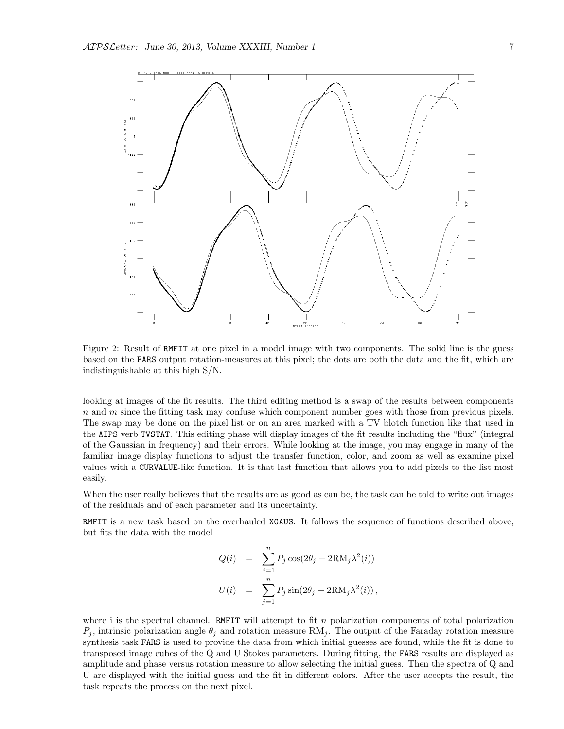Figure 2: Result of RMFIT at one pixel in a model image with two components. The solid line is the guess based on the FARS output rotation-measures at this pixel; the dots are both the data and the fit, which are indistinguishable at this high S/N.

looking at images of the fit results. The third editing method is a swap of the results between components $n$ and $m$ since the fitting task may confuse which component number goes with those from previous pixels. The swap may be done on the pixel list or on an area marked with a TV blotch function like that used in the AIPS verb TVSTAT. This editing phase will display images of the fit results including the "flux" (integral of the Gaussian in frequency) and their errors. While looking at the image, you may engage in many of the familiar image display functions to adjust the transfer function, color, and zoom as well as examine pixel values with a CURVALUE-like function. It is that last function that allows you to add pixels to the list most easily.

When the user really believes that the results are as good as can be, the task can be told to write out images of the residuals and of each parameter and its uncertainty.

RMFIT is a new task based on the overhauled XGAUS. It follows the sequence of functions described above, but fits the data with the model

$$
\begin{aligned}
Q(i) &= \sum_{j=1}^{n} P_j \cos(2\theta_j + 2\mathrm{RM}_j \lambda^2(i)) \\
U(i) &= \sum_{j=1}^{n} P_j \sin(2\theta_j + 2\mathrm{RM}_j \lambda^2(i)),
\end{aligned}
$$

where i is the spectral channel. RMFIT will attempt to fit $n$ polarization components of total polarization $P_j$, intrinsic polarization angle $\theta_j$ and rotation measure $\mathrm{RM}_j$. The output of the Faraday rotation measure synthesis task FARS is used to provide the data from which initial guesses are found, while the fit is done to transposed image cubes of the Q and U Stokes parameters. During fitting, the FARS results are displayed as amplitude and phase versus rotation measure to allow selecting the initial guess. Then the spectra of Q and U are displayed with the initial guess and the fit in different colors. After the user accepts the result, the task repeats the process on the next pixel.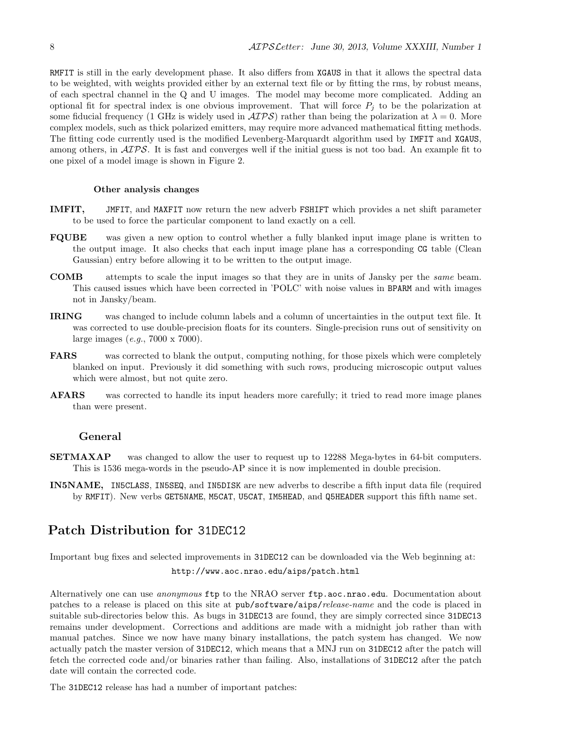RMFIT is still in the early development phase. It also differs from XGAUS in that it allows the spectral data to be weighted, with weights provided either by an external text file or by fitting the rms, by robust means, of each spectral channel in the Q and U images. The model may become more complicated. Adding an optional fit for spectral index is one obvious improvement. That will force $P_j$ to be the polarization at some fiducial frequency (1 GHz is widely used in *AIPS*) rather than being the polarization at $\lambda = 0$. More complex models, such as thick polarized emitters, may require more advanced mathematical fitting methods. The fitting code currently used is the modified Levenberg-Marquardt algorithm used by IMFIT and XGAUS, among others, in *AIPS*. It is fast and converges well if the initial guess is not too bad. An example fit to one pixel of a model image is shown in Figure 2.

#### Other analysis changes

**IMFIT,** JMFIT, and MAXFIT now return the new adverb FSHIFT which provides a net shift parameter to be used to force the particular component to land exactly on a cell.

**FQUBE** was given a new option to control whether a fully blanked input image plane is written to the output image. It also checks that each input image plane has a corresponding CG table (Clean Gaussian) entry before allowing it to be written to the output image.

**COMB** attempts to scale the input images so that they are in units of Jansky per the *same* beam. This caused issues which have been corrected in 'POLC' with noise values in BPARM and with images not in Jansky/beam.

**IRING** was changed to include column labels and a column of uncertainties in the output text file. It was corrected to use double-precision floats for its counters. Single-precision runs out of sensitivity on large images (*e.g.*, 7000 x 7000).

**FARS** was corrected to blank the output, computing nothing, for those pixels which were completely blanked on input. Previously it did something with such rows, producing microscopic output values which were almost, but not quite zero.

**AFARS** was corrected to handle its input headers more carefully; it tried to read more image planes than were present.

### General

**SETMAXAP** was changed to allow the user to request up to 12288 Mega-bytes in 64-bit computers. This is 1536 mega-words in the pseudo-AP since it is now implemented in double precision.

**IN5NAME,** IN5CLASS, IN5SEQ, and IN5DISK are new adverbs to describe a fifth input data file (required by RMFIT). New verbs GET5NAME, M5CAT, U5CAT, IM5HEAD, and Q5HEADER support this fifth name set.

## Patch Distribution for 31DEC12

Important bug fixes and selected improvements in 31DEC12 can be downloaded via the Web beginning at:

http://www.aoc.nrao.edu/aips/patch.html

Alternatively one can use *anonymous* ftp to the NRAO server ftp.aoc.nrao.edu. Documentation about patches to a release is placed on this site at pub/software/aips/*release-name* and the code is placed in suitable sub-directories below this. As bugs in 31DEC13 are found, they are simply corrected since 31DEC13 remains under development. Corrections and additions are made with a midnight job rather than with manual patches. Since we now have many binary installations, the patch system has changed. We now actually patch the master version of 31DEC12, which means that a MNJ run on 31DEC12 after the patch will fetch the corrected code and/or binaries rather than failing. Also, installations of 31DEC12 after the patch date will contain the corrected code.

The 31DEC12 release has had a number of important patches: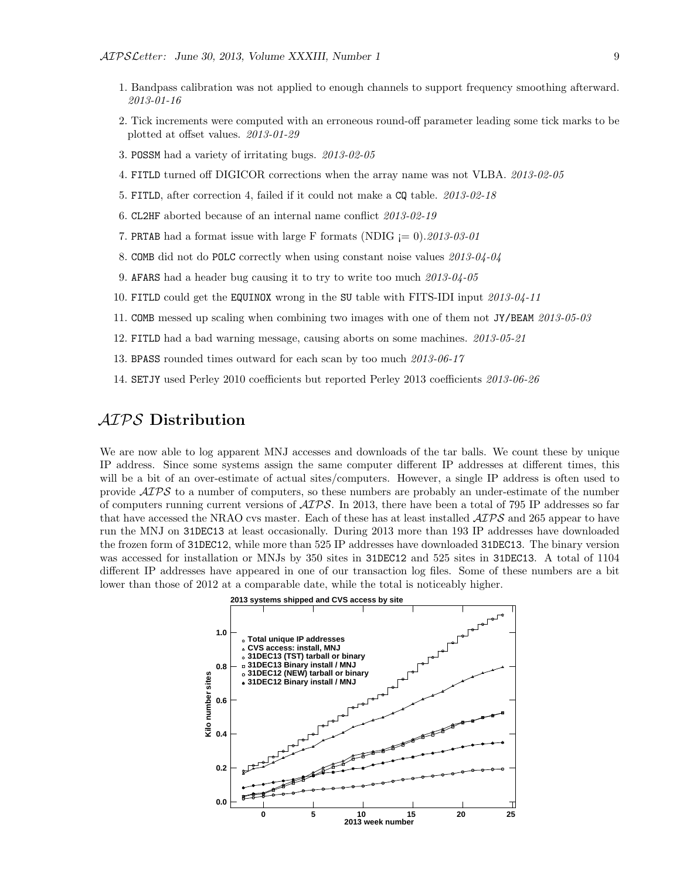1. Bandpass calibration was not applied to enough channels to support frequency smoothing afterward. *2013-01-16*

2. Tick increments were computed with an erroneous round-off parameter leading some tick marks to be plotted at offset values. *2013-01-29*

3. POSSM had a variety of irritating bugs. *2013-02-05*

4. FITLD turned off DIGICOR corrections when the array name was not VLBA. *2013-02-05*

5. FITLD, after correction 4, failed if it could not make a CQ table. *2013-02-18*

6. CL2HF aborted because of an internal name conflict *2013-02-19*

7. PRTAB had a format issue with large F formats (NDIG ¡= 0).*2013-03-01*

8. COMB did not do POLC correctly when using constant noise values *2013-04-04*

9. AFARS had a header bug causing it to try to write too much *2013-04-05*

10. FITLD could get the EQUINOX wrong in the SU table with FITS-IDI input *2013-04-11*

11. COMB messed up scaling when combining two images with one of them not JY/BEAM *2013-05-03*

12. FITLD had a bad warning message, causing aborts on some machines. *2013-05-21*

13. BPASS rounded times outward for each scan by too much *2013-06-17*

14. SETJY used Perley 2010 coefficients but reported Perley 2013 coefficients *2013-06-26*

## *AIPS* Distribution

We are now able to log apparent MNJ accesses and downloads of the tar balls. We count these by unique IP address. Since some systems assign the same computer different IP addresses at different times, this will be a bit of an over-estimate of actual sites/computers. However, a single IP address is often used to provide *AIPS* to a number of computers, so these numbers are probably an under-estimate of the number of computers running current versions of *AIPS*. In 2013, there have been a total of 795 IP addresses so far that have accessed the NRAO cvs master. Each of these has at least installed *AIPS* and 265 appear to have run the MNJ on 31DEC13 at least occasionally. During 2013 more than 193 IP addresses have downloaded the frozen form of 31DEC12, while more than 525 IP addresses have downloaded 31DEC13. The binary version was accessed for installation or MNJs by 350 sites in 31DEC12 and 525 sites in 31DEC13. A total of 1104 different IP addresses have appeared in one of our transaction log files. Some of these numbers are a bit lower than those of 2012 at a comparable date, while the total is noticeably higher.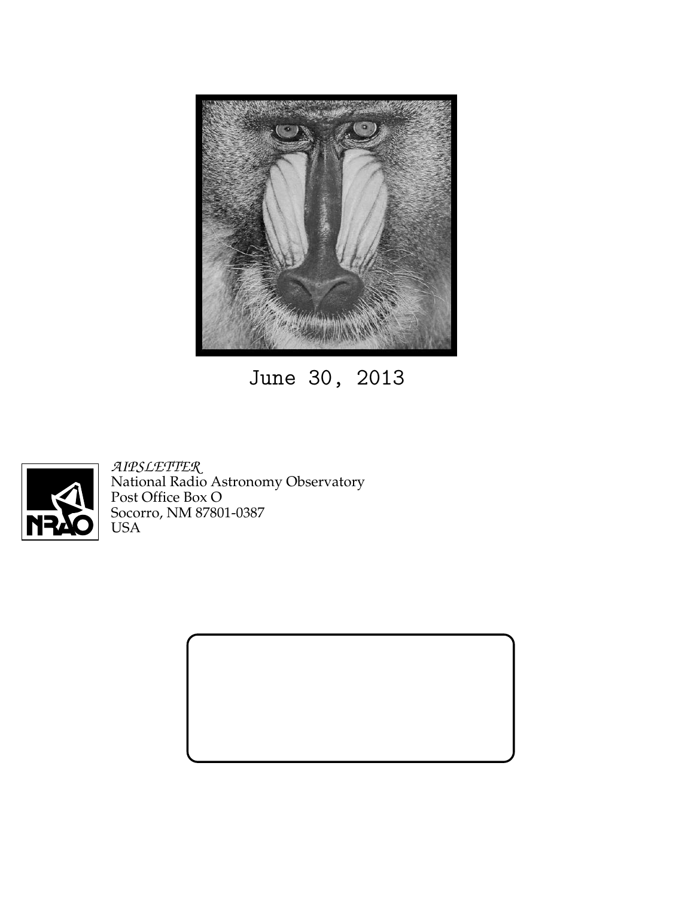June 30, 2013

*AIPSLETTER*
National Radio Astronomy Observatory
Post Office Box O
Socorro, NM 87801-0387
USA